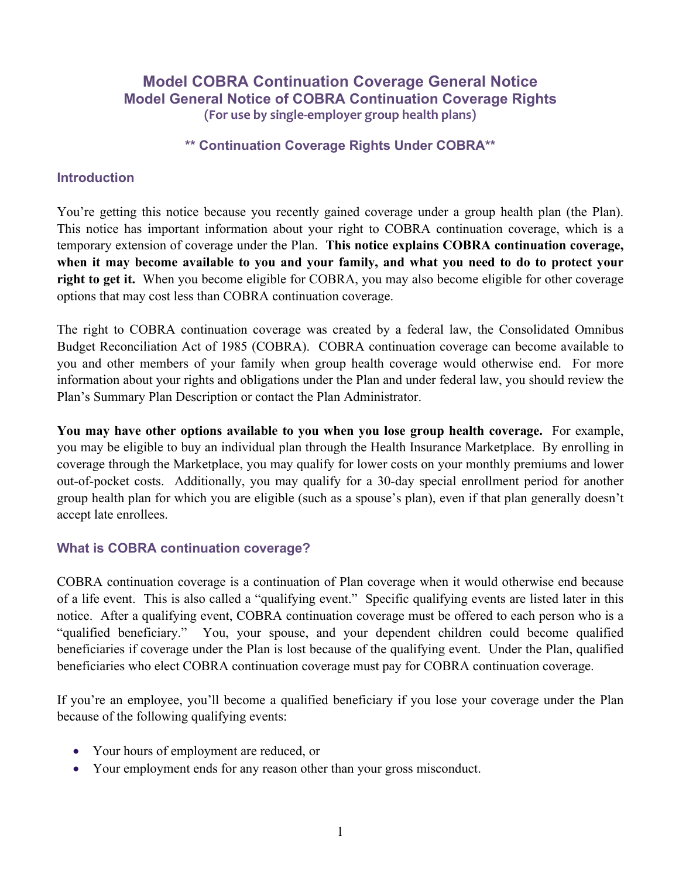# Model COBRA Continuation Coverage General Notice

## Model General Notice of COBRA Continuation Coverage Rights

**(For use by single-employer group health plans)**

### ** Continuation Coverage Rights Under COBRA**

### Introduction

You're getting this notice because you recently gained coverage under a group health plan (the Plan). This notice has important information about your right to COBRA continuation coverage, which is a temporary extension of coverage under the Plan. **This notice explains COBRA continuation coverage, when it may become available to you and your family, and what you need to do to protect your right to get it.** When you become eligible for COBRA, you may also become eligible for other coverage options that may cost less than COBRA continuation coverage.

The right to COBRA continuation coverage was created by a federal law, the Consolidated Omnibus Budget Reconciliation Act of 1985 (COBRA). COBRA continuation coverage can become available to you and other members of your family when group health coverage would otherwise end. For more information about your rights and obligations under the Plan and under federal law, you should review the Plan's Summary Plan Description or contact the Plan Administrator.

**You may have other options available to you when you lose group health coverage.** For example, you may be eligible to buy an individual plan through the Health Insurance Marketplace. By enrolling in coverage through the Marketplace, you may qualify for lower costs on your monthly premiums and lower out-of-pocket costs. Additionally, you may qualify for a 30-day special enrollment period for another group health plan for which you are eligible (such as a spouse's plan), even if that plan generally doesn't accept late enrollees.

### What is COBRA continuation coverage?

COBRA continuation coverage is a continuation of Plan coverage when it would otherwise end because of a life event. This is also called a "qualifying event." Specific qualifying events are listed later in this notice. After a qualifying event, COBRA continuation coverage must be offered to each person who is a "qualified beneficiary." You, your spouse, and your dependent children could become qualified beneficiaries if coverage under the Plan is lost because of the qualifying event. Under the Plan, qualified beneficiaries who elect COBRA continuation coverage must pay for COBRA continuation coverage.

If you're an employee, you'll become a qualified beneficiary if you lose your coverage under the Plan because of the following qualifying events:

- Your hours of employment are reduced, or
- Your employment ends for any reason other than your gross misconduct.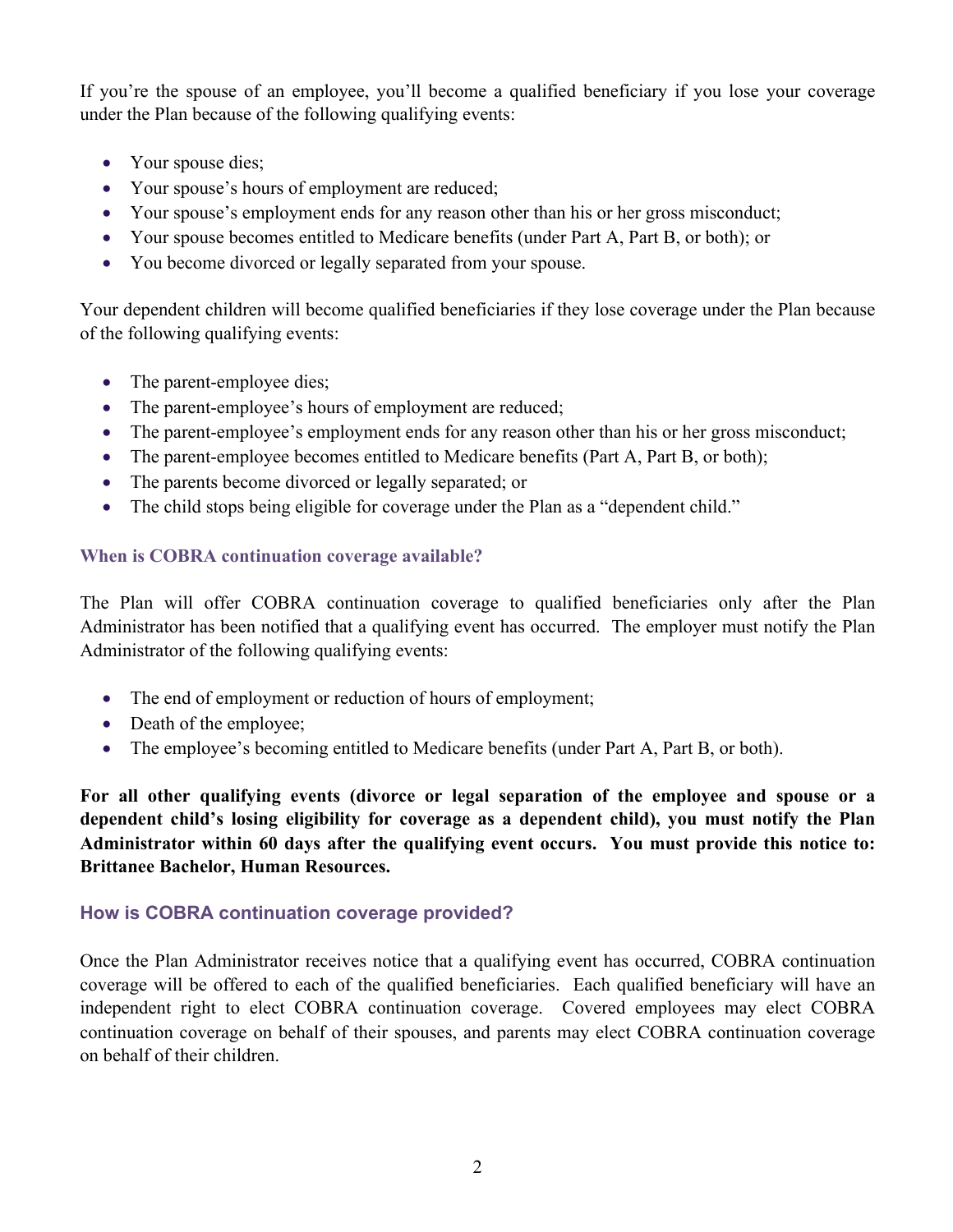If you're the spouse of an employee, you'll become a qualified beneficiary if you lose your coverage under the Plan because of the following qualifying events:

- Your spouse dies;
- Your spouse's hours of employment are reduced;
- Your spouse's employment ends for any reason other than his or her gross misconduct;
- Your spouse becomes entitled to Medicare benefits (under Part A, Part B, or both); or
- You become divorced or legally separated from your spouse.

Your dependent children will become qualified beneficiaries if they lose coverage under the Plan because of the following qualifying events:

- The parent-employee dies;
- The parent-employee's hours of employment are reduced;
- The parent-employee's employment ends for any reason other than his or her gross misconduct;
- The parent-employee becomes entitled to Medicare benefits (Part A, Part B, or both);
- The parents become divorced or legally separated; or
- The child stops being eligible for coverage under the Plan as a "dependent child."

### When is COBRA continuation coverage available?

The Plan will offer COBRA continuation coverage to qualified beneficiaries only after the Plan Administrator has been notified that a qualifying event has occurred. The employer must notify the Plan Administrator of the following qualifying events:

- The end of employment or reduction of hours of employment;
- Death of the employee;
- The employee's becoming entitled to Medicare benefits (under Part A, Part B, or both).

**For all other qualifying events (divorce or legal separation of the employee and spouse or a dependent child's losing eligibility for coverage as a dependent child), you must notify the Plan Administrator within 60 days after the qualifying event occurs. You must provide this notice to: Brittanee Bachelor, Human Resources.**

### How is COBRA continuation coverage provided?

Once the Plan Administrator receives notice that a qualifying event has occurred, COBRA continuation coverage will be offered to each of the qualified beneficiaries. Each qualified beneficiary will have an independent right to elect COBRA continuation coverage. Covered employees may elect COBRA continuation coverage on behalf of their spouses, and parents may elect COBRA continuation coverage on behalf of their children.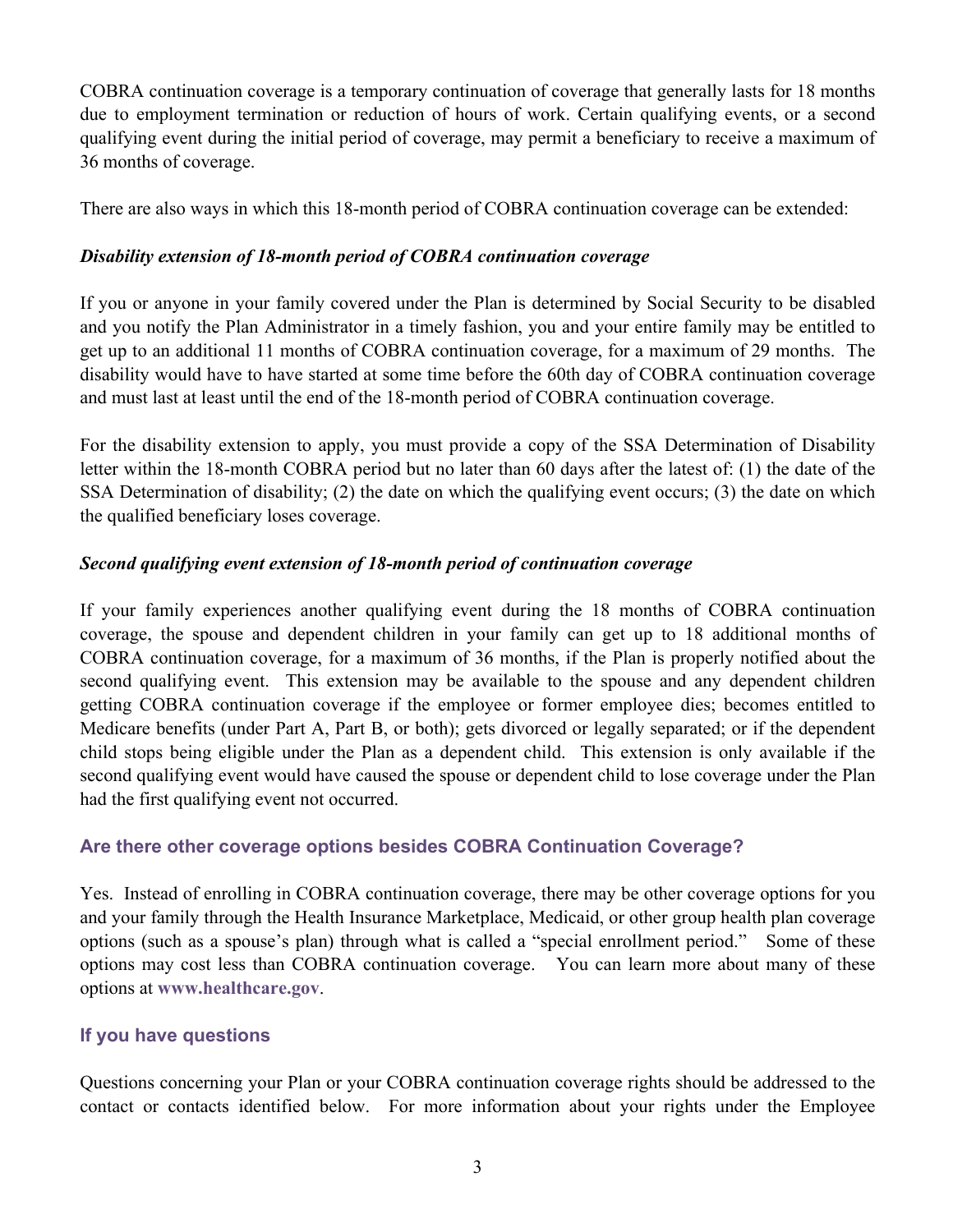COBRA continuation coverage is a temporary continuation of coverage that generally lasts for 18 months due to employment termination or reduction of hours of work. Certain qualifying events, or a second qualifying event during the initial period of coverage, may permit a beneficiary to receive a maximum of 36 months of coverage.

There are also ways in which this 18-month period of COBRA continuation coverage can be extended:

***Disability extension of 18-month period of COBRA continuation coverage***

If you or anyone in your family covered under the Plan is determined by Social Security to be disabled and you notify the Plan Administrator in a timely fashion, you and your entire family may be entitled to get up to an additional 11 months of COBRA continuation coverage, for a maximum of 29 months. The disability would have to have started at some time before the 60th day of COBRA continuation coverage and must last at least until the end of the 18-month period of COBRA continuation coverage.

For the disability extension to apply, you must provide a copy of the SSA Determination of Disability letter within the 18-month COBRA period but no later than 60 days after the latest of: (1) the date of the SSA Determination of disability; (2) the date on which the qualifying event occurs; (3) the date on which the qualified beneficiary loses coverage.

***Second qualifying event extension of 18-month period of continuation coverage***

If your family experiences another qualifying event during the 18 months of COBRA continuation coverage, the spouse and dependent children in your family can get up to 18 additional months of COBRA continuation coverage, for a maximum of 36 months, if the Plan is properly notified about the second qualifying event. This extension may be available to the spouse and any dependent children getting COBRA continuation coverage if the employee or former employee dies; becomes entitled to Medicare benefits (under Part A, Part B, or both); gets divorced or legally separated; or if the dependent child stops being eligible under the Plan as a dependent child. This extension is only available if the second qualifying event would have caused the spouse or dependent child to lose coverage under the Plan had the first qualifying event not occurred.

### Are there other coverage options besides COBRA Continuation Coverage?

Yes. Instead of enrolling in COBRA continuation coverage, there may be other coverage options for you and your family through the Health Insurance Marketplace, Medicaid, or other group health plan coverage options (such as a spouse's plan) through what is called a "special enrollment period." Some of these options may cost less than COBRA continuation coverage. You can learn more about many of these options at **www.healthcare.gov**.

### If you have questions

Questions concerning your Plan or your COBRA continuation coverage rights should be addressed to the contact or contacts identified below. For more information about your rights under the Employee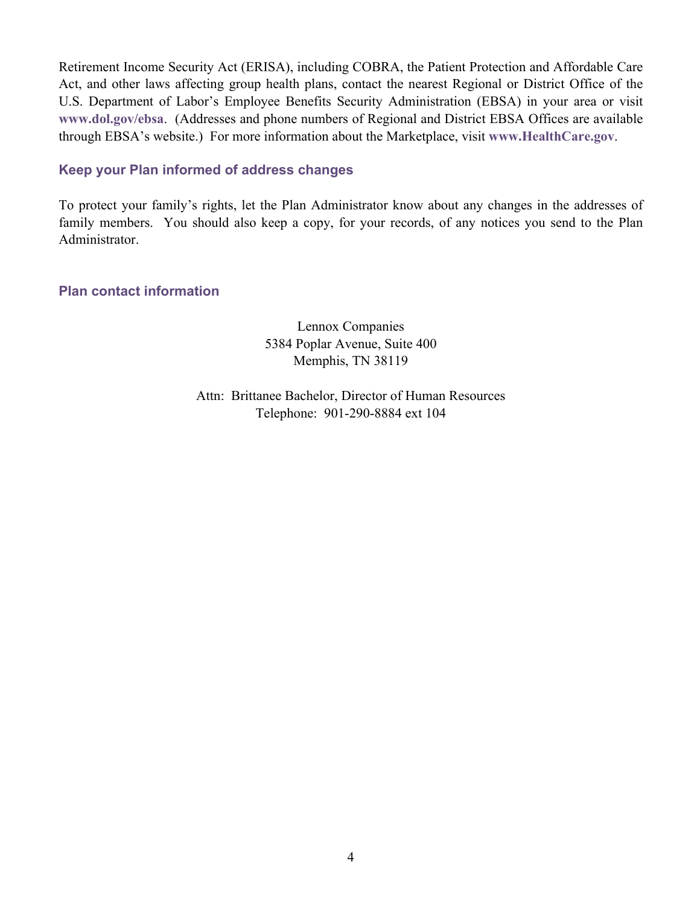Retirement Income Security Act (ERISA), including COBRA, the Patient Protection and Affordable Care Act, and other laws affecting group health plans, contact the nearest Regional or District Office of the U.S. Department of Labor's Employee Benefits Security Administration (EBSA) in your area or visit **www.dol.gov/ebsa**. (Addresses and phone numbers of Regional and District EBSA Offices are available through EBSA's website.) For more information about the Marketplace, visit **www.HealthCare.gov**.

### Keep your Plan informed of address changes

To protect your family's rights, let the Plan Administrator know about any changes in the addresses of family members. You should also keep a copy, for your records, of any notices you send to the Plan Administrator.

### Plan contact information

Lennox Companies
5384 Poplar Avenue, Suite 400
Memphis, TN 38119

Attn: Brittanee Bachelor, Director of Human Resources
Telephone: 901-290-8884 ext 104